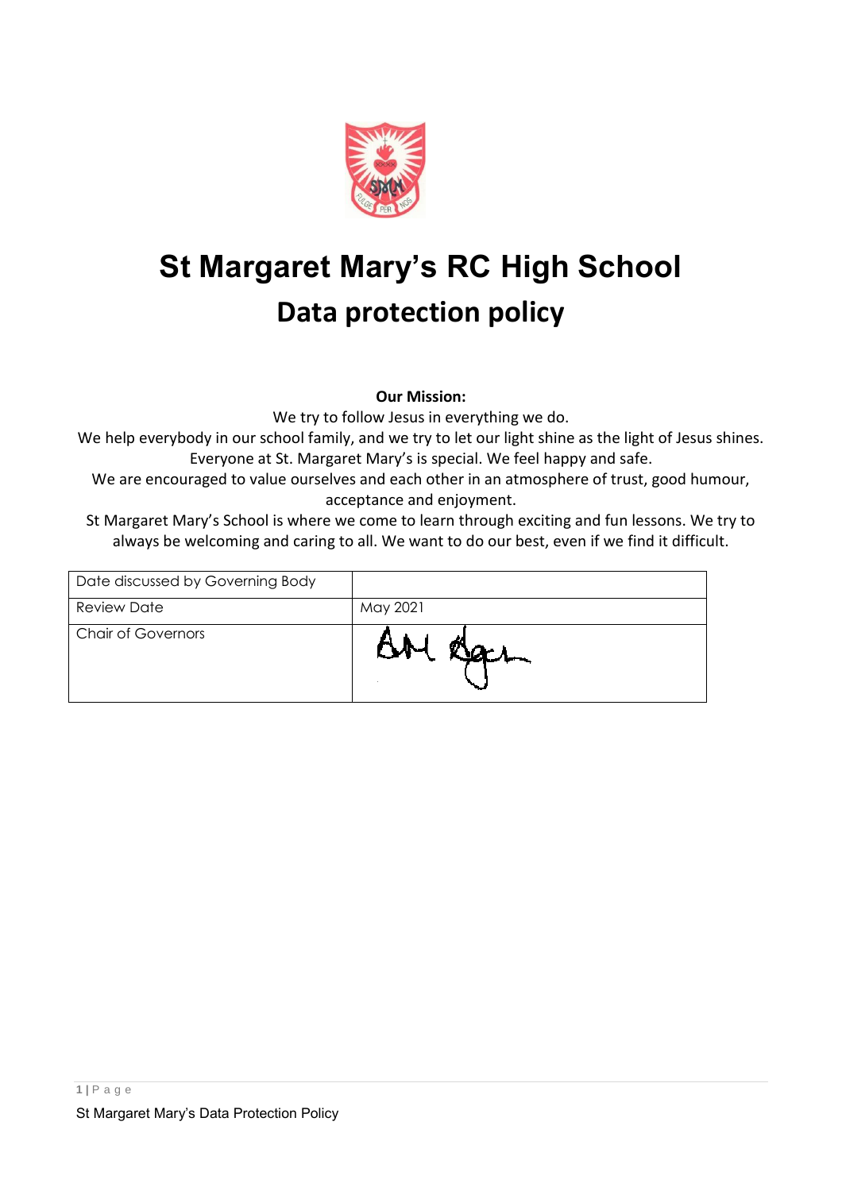# St Margaret Mary's RC High School

## Data protection policy

**Our Mission:**

We try to follow Jesus in everything we do.
We help everybody in our school family, and we try to let our light shine as the light of Jesus shines.
Everyone at St. Margaret Mary's is special. We feel happy and safe.
We are encouraged to value ourselves and each other in an atmosphere of trust, good humour, acceptance and enjoyment.
St Margaret Mary's School is where we come to learn through exciting and fun lessons. We try to always be welcoming and caring to all. We want to do our best, even if we find it difficult.

| Date discussed by Governing Body | |
|---|---|
| Review Date | May 2021 |
| Chair of Governors | AM Egan |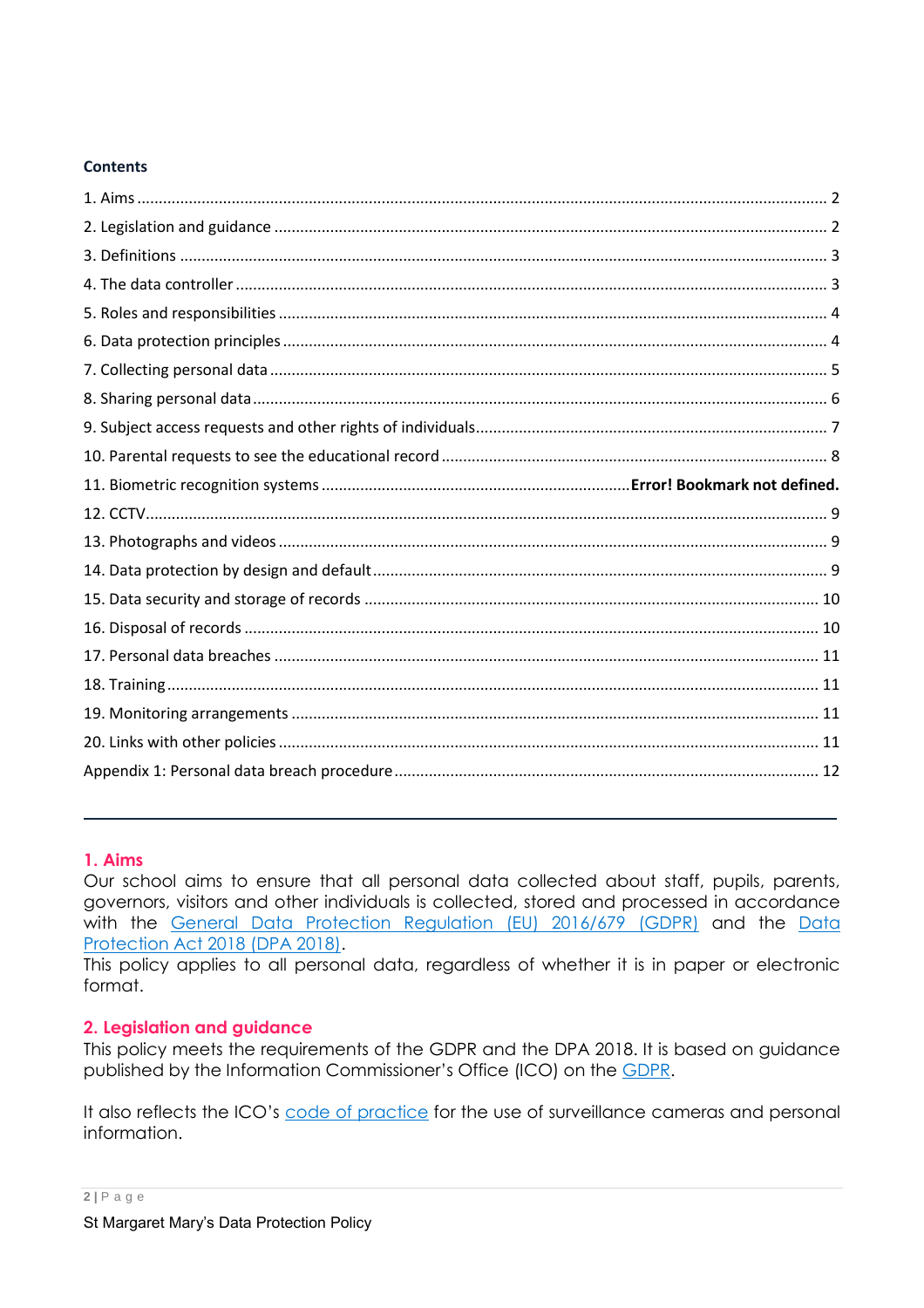**Contents**

1. Aims ..... 2
2. Legislation and guidance ..... 2
3. Definitions ..... 3
4. The data controller ..... 3
5. Roles and responsibilities ..... 4
6. Data protection principles ..... 4
7. Collecting personal data ..... 5
8. Sharing personal data ..... 6
9. Subject access requests and other rights of individuals ..... 7
10. Parental requests to see the educational record ..... 8
11. Biometric recognition systems ..... **Error! Bookmark not defined.**
12. CCTV ..... 9
13. Photographs and videos ..... 9
14. Data protection by design and default ..... 9
15. Data security and storage of records ..... 10
16. Disposal of records ..... 10
17. Personal data breaches ..... 11
18. Training ..... 11
19. Monitoring arrangements ..... 11
20. Links with other policies ..... 11

Appendix 1: Personal data breach procedure ..... 12

---

## 1. Aims

Our school aims to ensure that all personal data collected about staff, pupils, parents, governors, visitors and other individuals is collected, stored and processed in accordance with the General Data Protection Regulation (EU) 2016/679 (GDPR) and the Data Protection Act 2018 (DPA 2018).

This policy applies to all personal data, regardless of whether it is in paper or electronic format.

## 2. Legislation and guidance

This policy meets the requirements of the GDPR and the DPA 2018. It is based on guidance published by the Information Commissioner's Office (ICO) on the GDPR.

It also reflects the ICO's code of practice for the use of surveillance cameras and personal information.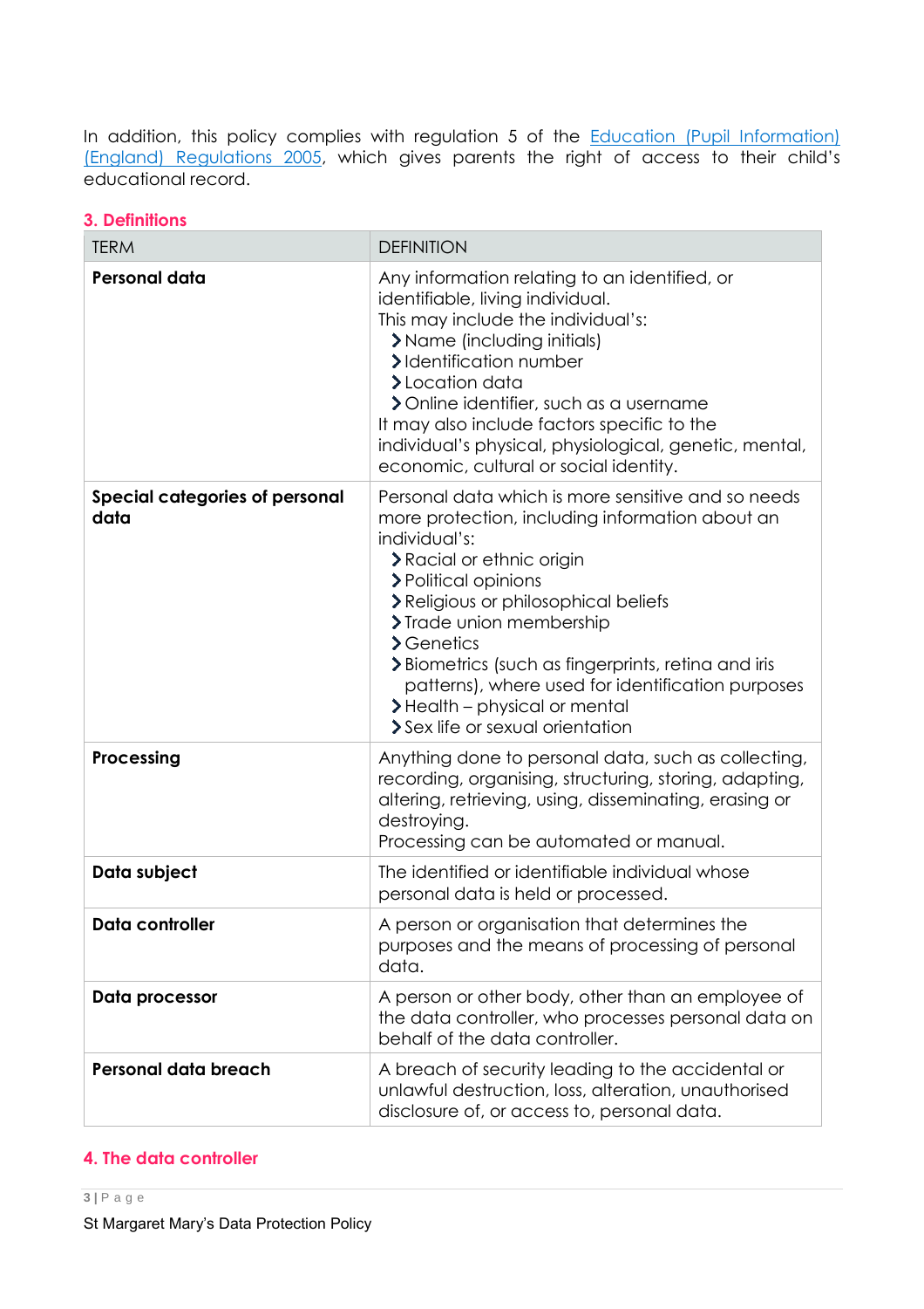In addition, this policy complies with regulation 5 of the [Education (Pupil Information) (England) Regulations 2005](), which gives parents the right of access to their child's educational record.

## 3. Definitions

| TERM | DEFINITION |
| --- | --- |
| **Personal data** | Any information relating to an identified, or identifiable, living individual.<br>This may include the individual's:<br>› Name (including initials)<br>› Identification number<br>› Location data<br>› Online identifier, such as a username<br>It may also include factors specific to the individual's physical, physiological, genetic, mental, economic, cultural or social identity. |
| **Special categories of personal data** | Personal data which is more sensitive and so needs more protection, including information about an individual's:<br>› Racial or ethnic origin<br>› Political opinions<br>› Religious or philosophical beliefs<br>› Trade union membership<br>› Genetics<br>› Biometrics (such as fingerprints, retina and iris patterns), where used for identification purposes<br>› Health – physical or mental<br>› Sex life or sexual orientation |
| **Processing** | Anything done to personal data, such as collecting, recording, organising, structuring, storing, adapting, altering, retrieving, using, disseminating, erasing or destroying.<br>Processing can be automated or manual. |
| **Data subject** | The identified or identifiable individual whose personal data is held or processed. |
| **Data controller** | A person or organisation that determines the purposes and the means of processing of personal data. |
| **Data processor** | A person or other body, other than an employee of the data controller, who processes personal data on behalf of the data controller. |
| **Personal data breach** | A breach of security leading to the accidental or unlawful destruction, loss, alteration, unauthorised disclosure of, or access to, personal data. |

## 4. The data controller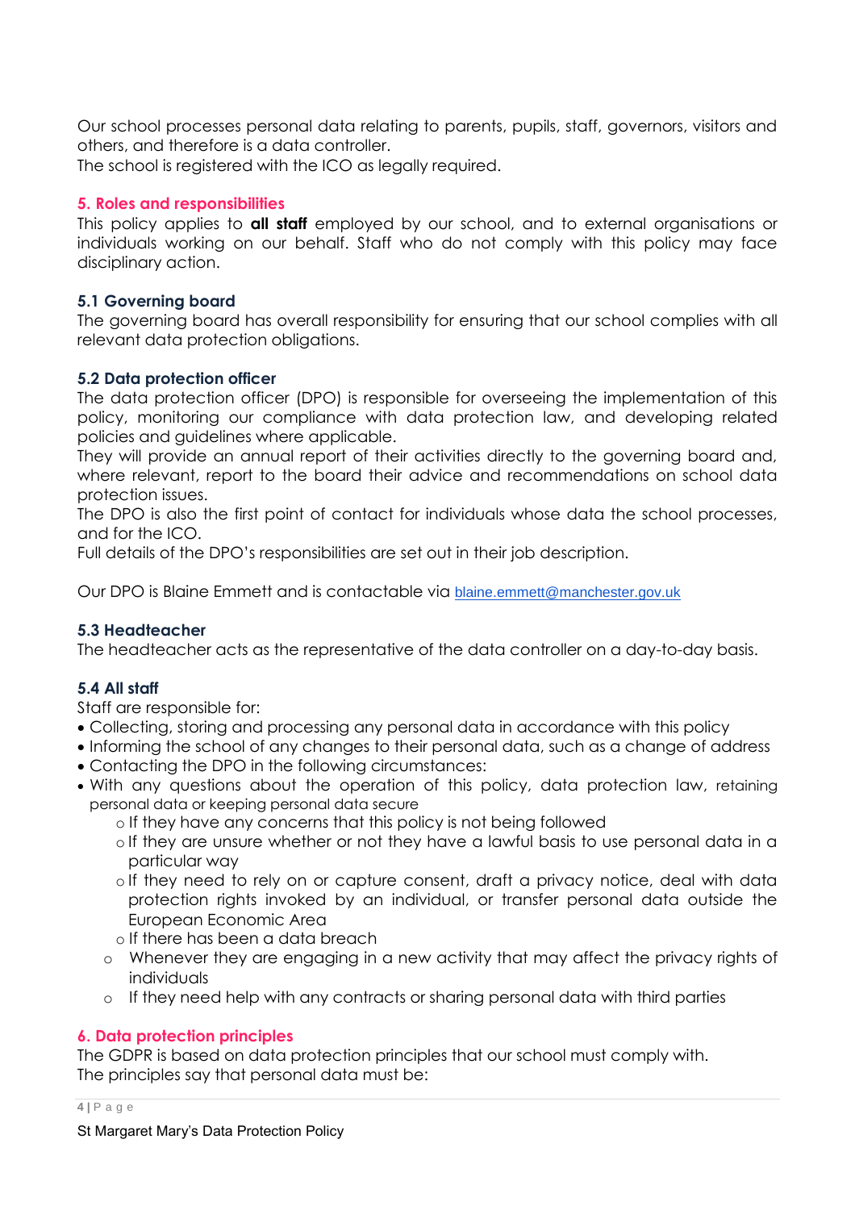Our school processes personal data relating to parents, pupils, staff, governors, visitors and others, and therefore is a data controller.
The school is registered with the ICO as legally required.

## 5. Roles and responsibilities

This policy applies to **all staff** employed by our school, and to external organisations or individuals working on our behalf. Staff who do not comply with this policy may face disciplinary action.

### 5.1 Governing board

The governing board has overall responsibility for ensuring that our school complies with all relevant data protection obligations.

### 5.2 Data protection officer

The data protection officer (DPO) is responsible for overseeing the implementation of this policy, monitoring our compliance with data protection law, and developing related policies and guidelines where applicable.
They will provide an annual report of their activities directly to the governing board and, where relevant, report to the board their advice and recommendations on school data protection issues.
The DPO is also the first point of contact for individuals whose data the school processes, and for the ICO.
Full details of the DPO's responsibilities are set out in their job description.

Our DPO is Blaine Emmett and is contactable via blaine.emmett@manchester.gov.uk

### 5.3 Headteacher

The headteacher acts as the representative of the data controller on a day-to-day basis.

### 5.4 All staff

Staff are responsible for:

- Collecting, storing and processing any personal data in accordance with this policy
- Informing the school of any changes to their personal data, such as a change of address
- Contacting the DPO in the following circumstances:
- With any questions about the operation of this policy, data protection law, retaining personal data or keeping personal data secure
  - If they have any concerns that this policy is not being followed
  - If they are unsure whether or not they have a lawful basis to use personal data in a particular way
  - If they need to rely on or capture consent, draft a privacy notice, deal with data protection rights invoked by an individual, or transfer personal data outside the European Economic Area
  - If there has been a data breach
  - Whenever they are engaging in a new activity that may affect the privacy rights of individuals
  - If they need help with any contracts or sharing personal data with third parties

## 6. Data protection principles

The GDPR is based on data protection principles that our school must comply with.
The principles say that personal data must be: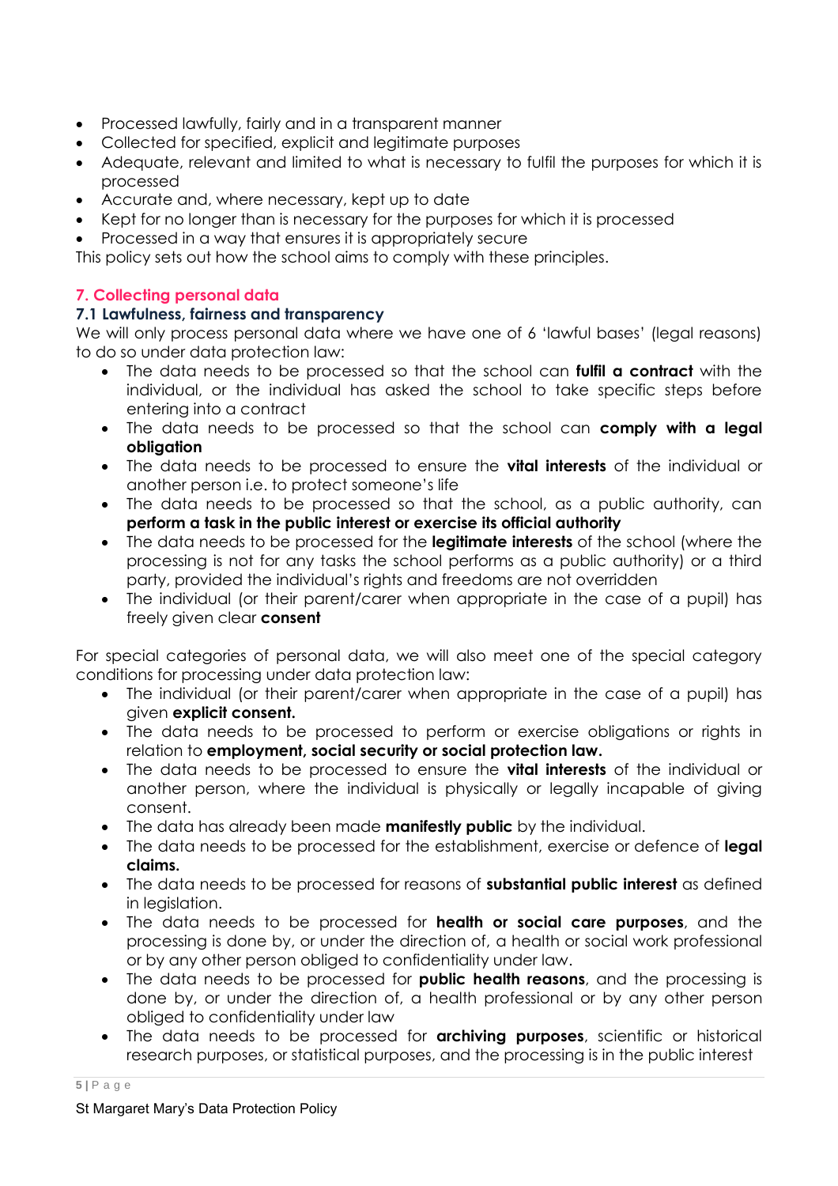- Processed lawfully, fairly and in a transparent manner
- Collected for specified, explicit and legitimate purposes
- Adequate, relevant and limited to what is necessary to fulfil the purposes for which it is processed
- Accurate and, where necessary, kept up to date
- Kept for no longer than is necessary for the purposes for which it is processed
- Processed in a way that ensures it is appropriately secure

This policy sets out how the school aims to comply with these principles.

## 7. Collecting personal data

### 7.1 Lawfulness, fairness and transparency

We will only process personal data where we have one of 6 'lawful bases' (legal reasons) to do so under data protection law:

- The data needs to be processed so that the school can **fulfil a contract** with the individual, or the individual has asked the school to take specific steps before entering into a contract
- The data needs to be processed so that the school can **comply with a legal obligation**
- The data needs to be processed to ensure the **vital interests** of the individual or another person i.e. to protect someone's life
- The data needs to be processed so that the school, as a public authority, can **perform a task in the public interest or exercise its official authority**
- The data needs to be processed for the **legitimate interests** of the school (where the processing is not for any tasks the school performs as a public authority) or a third party, provided the individual's rights and freedoms are not overridden
- The individual (or their parent/carer when appropriate in the case of a pupil) has freely given clear **consent**

For special categories of personal data, we will also meet one of the special category conditions for processing under data protection law:

- The individual (or their parent/carer when appropriate in the case of a pupil) has given **explicit consent.**
- The data needs to be processed to perform or exercise obligations or rights in relation to **employment, social security or social protection law.**
- The data needs to be processed to ensure the **vital interests** of the individual or another person, where the individual is physically or legally incapable of giving consent.
- The data has already been made **manifestly public** by the individual.
- The data needs to be processed for the establishment, exercise or defence of **legal claims.**
- The data needs to be processed for reasons of **substantial public interest** as defined in legislation.
- The data needs to be processed for **health or social care purposes**, and the processing is done by, or under the direction of, a health or social work professional or by any other person obliged to confidentiality under law.
- The data needs to be processed for **public health reasons**, and the processing is done by, or under the direction of, a health professional or by any other person obliged to confidentiality under law
- The data needs to be processed for **archiving purposes**, scientific or historical research purposes, or statistical purposes, and the processing is in the public interest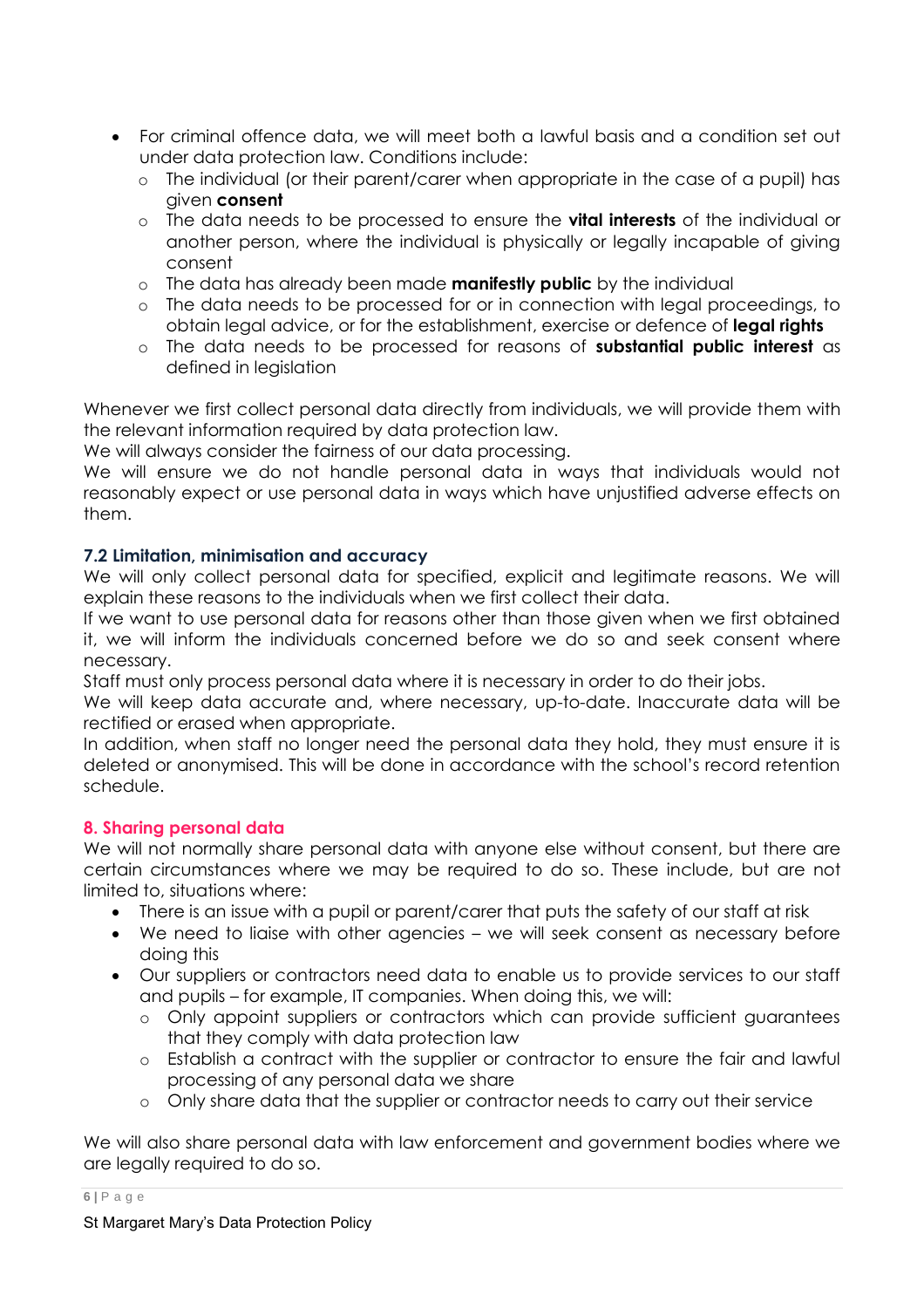- For criminal offence data, we will meet both a lawful basis and a condition set out under data protection law. Conditions include:
  - The individual (or their parent/carer when appropriate in the case of a pupil) has given **consent**
  - The data needs to be processed to ensure the **vital interests** of the individual or another person, where the individual is physically or legally incapable of giving consent
  - The data has already been made **manifestly public** by the individual
  - The data needs to be processed for or in connection with legal proceedings, to obtain legal advice, or for the establishment, exercise or defence of **legal rights**
  - The data needs to be processed for reasons of **substantial public interest** as defined in legislation

Whenever we first collect personal data directly from individuals, we will provide them with the relevant information required by data protection law.

We will always consider the fairness of our data processing.

We will ensure we do not handle personal data in ways that individuals would not reasonably expect or use personal data in ways which have unjustified adverse effects on them.

### 7.2 Limitation, minimisation and accuracy

We will only collect personal data for specified, explicit and legitimate reasons. We will explain these reasons to the individuals when we first collect their data.

If we want to use personal data for reasons other than those given when we first obtained it, we will inform the individuals concerned before we do so and seek consent where necessary.

Staff must only process personal data where it is necessary in order to do their jobs.

We will keep data accurate and, where necessary, up-to-date. Inaccurate data will be rectified or erased when appropriate.

In addition, when staff no longer need the personal data they hold, they must ensure it is deleted or anonymised. This will be done in accordance with the school's record retention schedule.

## 8. Sharing personal data

We will not normally share personal data with anyone else without consent, but there are certain circumstances where we may be required to do so. These include, but are not limited to, situations where:

- There is an issue with a pupil or parent/carer that puts the safety of our staff at risk
- We need to liaise with other agencies – we will seek consent as necessary before doing this
- Our suppliers or contractors need data to enable us to provide services to our staff and pupils – for example, IT companies. When doing this, we will:
  - Only appoint suppliers or contractors which can provide sufficient guarantees that they comply with data protection law
  - Establish a contract with the supplier or contractor to ensure the fair and lawful processing of any personal data we share
  - Only share data that the supplier or contractor needs to carry out their service

We will also share personal data with law enforcement and government bodies where we are legally required to do so.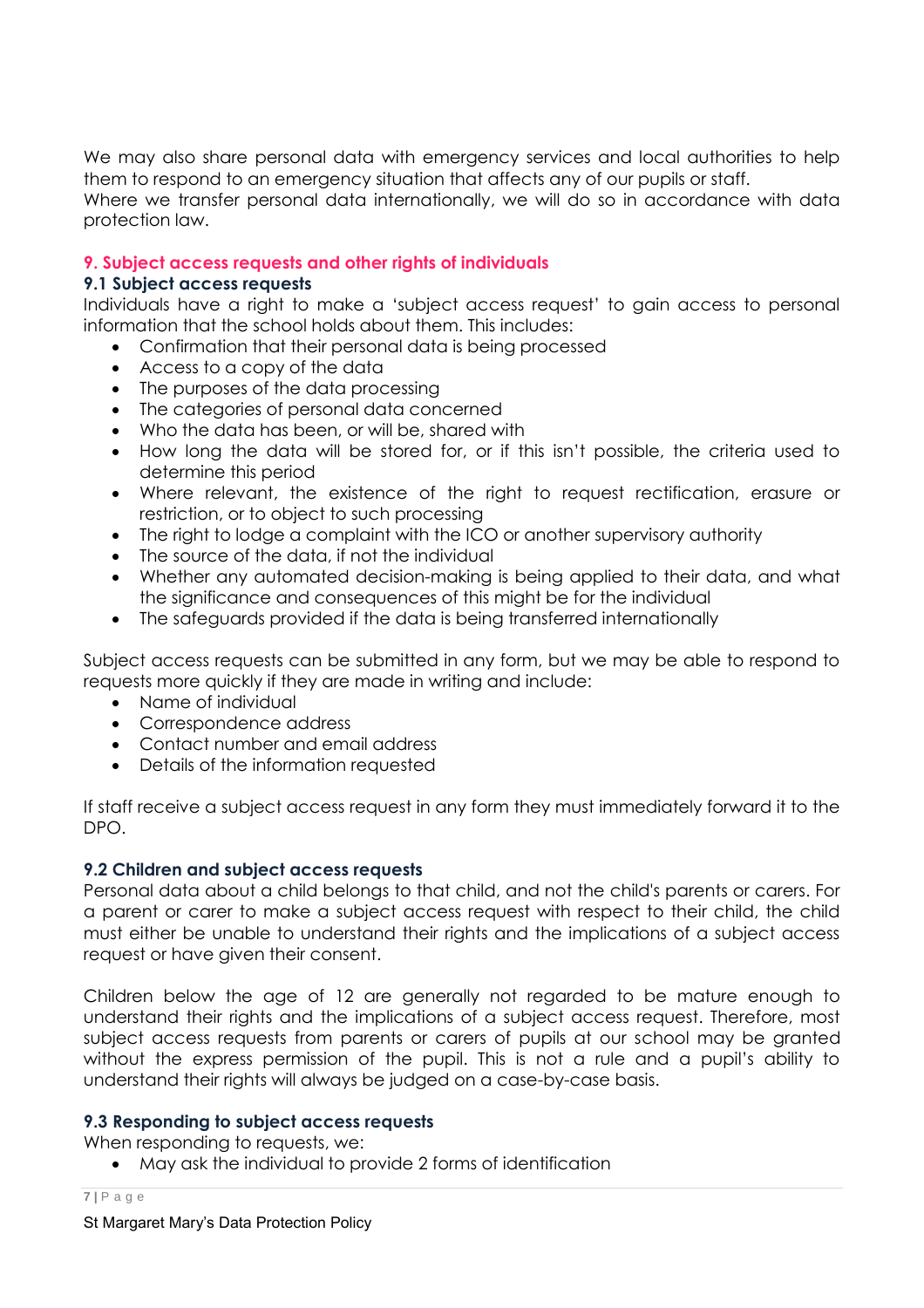We may also share personal data with emergency services and local authorities to help them to respond to an emergency situation that affects any of our pupils or staff.
Where we transfer personal data internationally, we will do so in accordance with data protection law.

## 9. Subject access requests and other rights of individuals

### 9.1 Subject access requests

Individuals have a right to make a 'subject access request' to gain access to personal information that the school holds about them. This includes:

- Confirmation that their personal data is being processed
- Access to a copy of the data
- The purposes of the data processing
- The categories of personal data concerned
- Who the data has been, or will be, shared with
- How long the data will be stored for, or if this isn't possible, the criteria used to determine this period
- Where relevant, the existence of the right to request rectification, erasure or restriction, or to object to such processing
- The right to lodge a complaint with the ICO or another supervisory authority
- The source of the data, if not the individual
- Whether any automated decision-making is being applied to their data, and what the significance and consequences of this might be for the individual
- The safeguards provided if the data is being transferred internationally

Subject access requests can be submitted in any form, but we may be able to respond to requests more quickly if they are made in writing and include:

- Name of individual
- Correspondence address
- Contact number and email address
- Details of the information requested

If staff receive a subject access request in any form they must immediately forward it to the DPO.

### 9.2 Children and subject access requests

Personal data about a child belongs to that child, and not the child's parents or carers. For a parent or carer to make a subject access request with respect to their child, the child must either be unable to understand their rights and the implications of a subject access request or have given their consent.

Children below the age of 12 are generally not regarded to be mature enough to understand their rights and the implications of a subject access request. Therefore, most subject access requests from parents or carers of pupils at our school may be granted without the express permission of the pupil. This is not a rule and a pupil's ability to understand their rights will always be judged on a case-by-case basis.

### 9.3 Responding to subject access requests

When responding to requests, we:

- May ask the individual to provide 2 forms of identification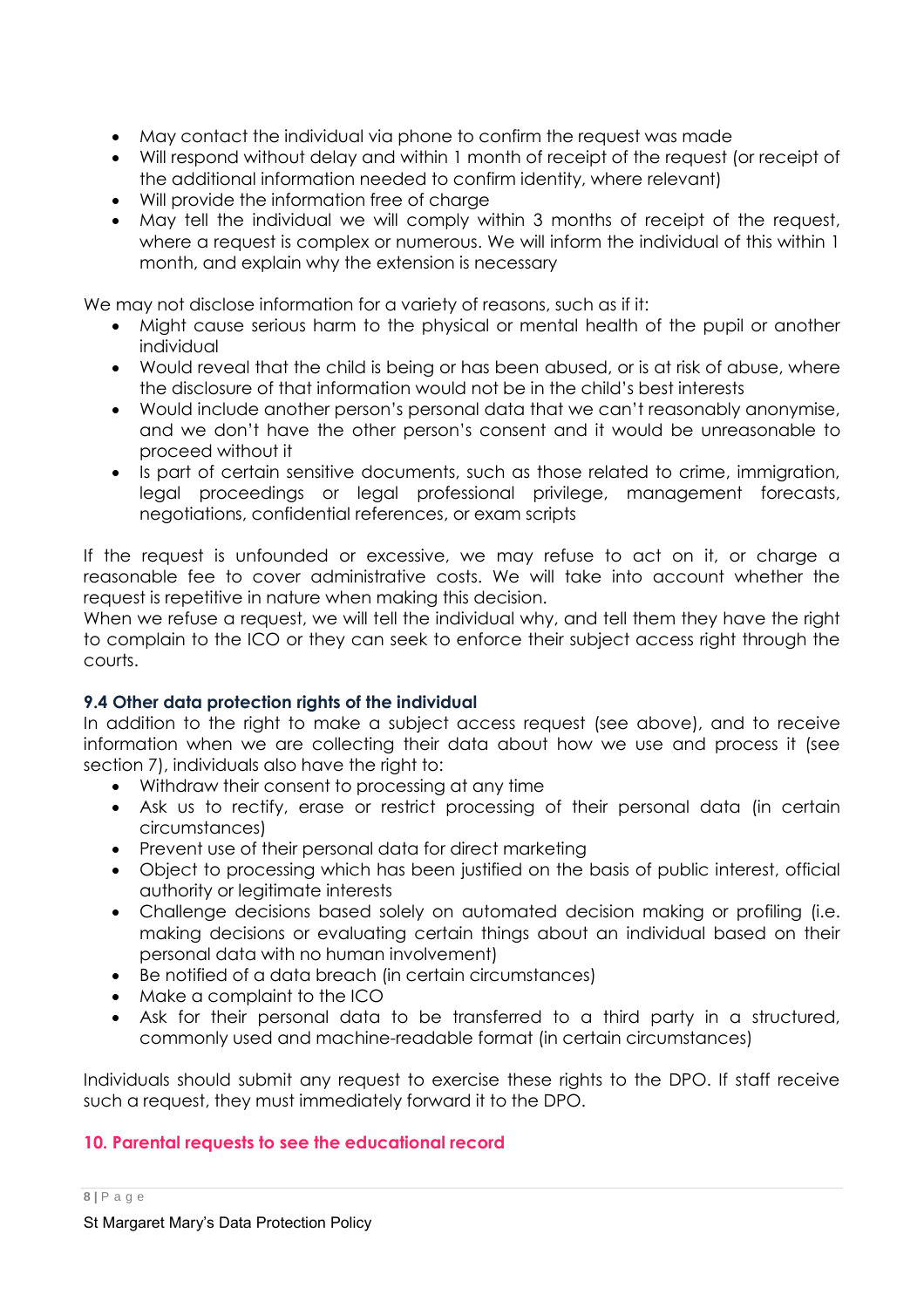- May contact the individual via phone to confirm the request was made
- Will respond without delay and within 1 month of receipt of the request (or receipt of the additional information needed to confirm identity, where relevant)
- Will provide the information free of charge
- May tell the individual we will comply within 3 months of receipt of the request, where a request is complex or numerous. We will inform the individual of this within 1 month, and explain why the extension is necessary

We may not disclose information for a variety of reasons, such as if it:

- Might cause serious harm to the physical or mental health of the pupil or another individual
- Would reveal that the child is being or has been abused, or is at risk of abuse, where the disclosure of that information would not be in the child's best interests
- Would include another person's personal data that we can't reasonably anonymise, and we don't have the other person's consent and it would be unreasonable to proceed without it
- Is part of certain sensitive documents, such as those related to crime, immigration, legal proceedings or legal professional privilege, management forecasts, negotiations, confidential references, or exam scripts

If the request is unfounded or excessive, we may refuse to act on it, or charge a reasonable fee to cover administrative costs. We will take into account whether the request is repetitive in nature when making this decision.
When we refuse a request, we will tell the individual why, and tell them they have the right to complain to the ICO or they can seek to enforce their subject access right through the courts.

### 9.4 Other data protection rights of the individual

In addition to the right to make a subject access request (see above), and to receive information when we are collecting their data about how we use and process it (see section 7), individuals also have the right to:

- Withdraw their consent to processing at any time
- Ask us to rectify, erase or restrict processing of their personal data (in certain circumstances)
- Prevent use of their personal data for direct marketing
- Object to processing which has been justified on the basis of public interest, official authority or legitimate interests
- Challenge decisions based solely on automated decision making or profiling (i.e. making decisions or evaluating certain things about an individual based on their personal data with no human involvement)
- Be notified of a data breach (in certain circumstances)
- Make a complaint to the ICO
- Ask for their personal data to be transferred to a third party in a structured, commonly used and machine-readable format (in certain circumstances)

Individuals should submit any request to exercise these rights to the DPO. If staff receive such a request, they must immediately forward it to the DPO.

## 10. Parental requests to see the educational record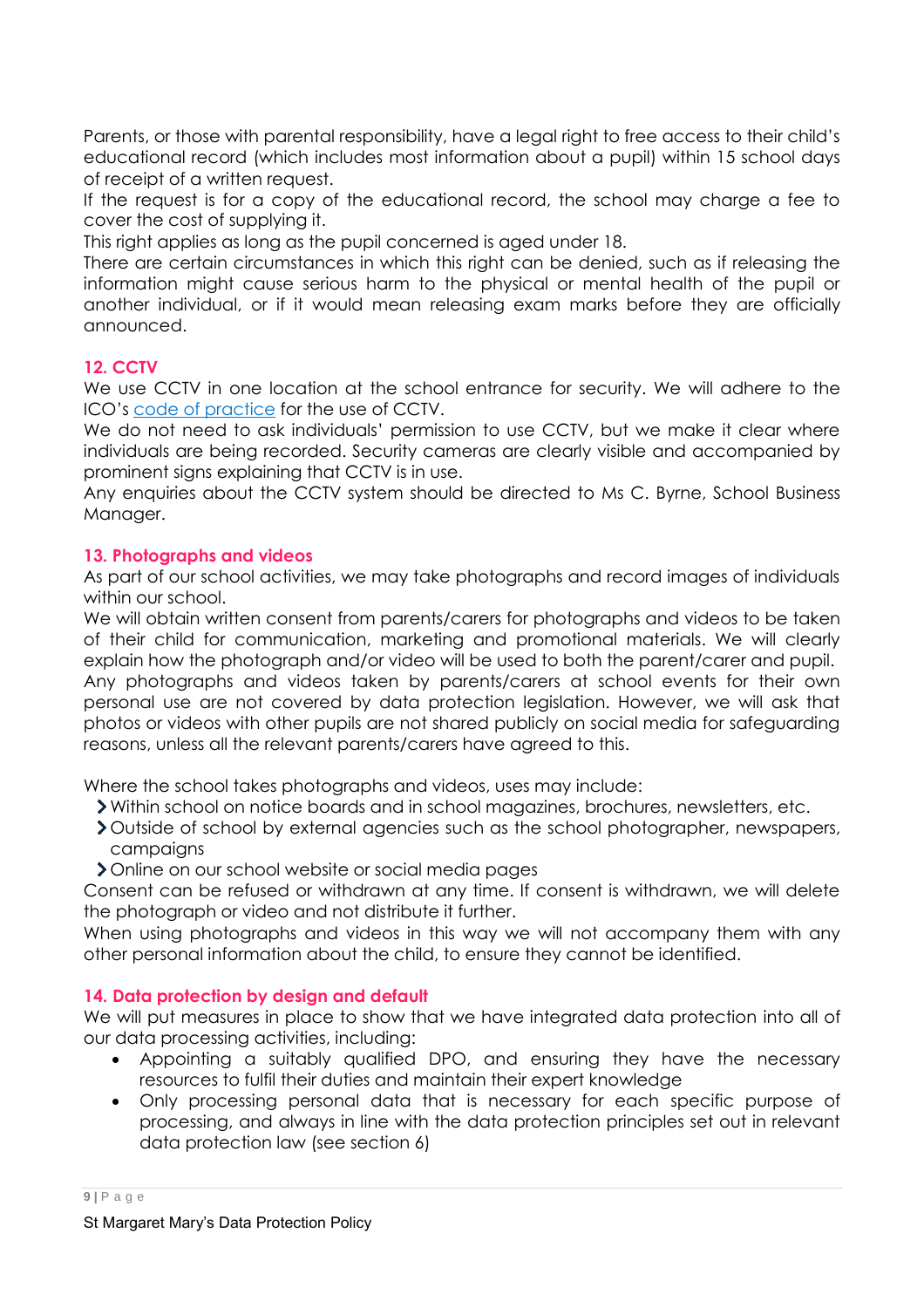Parents, or those with parental responsibility, have a legal right to free access to their child's educational record (which includes most information about a pupil) within 15 school days of receipt of a written request.

If the request is for a copy of the educational record, the school may charge a fee to cover the cost of supplying it.

This right applies as long as the pupil concerned is aged under 18.

There are certain circumstances in which this right can be denied, such as if releasing the information might cause serious harm to the physical or mental health of the pupil or another individual, or if it would mean releasing exam marks before they are officially announced.

## 12. CCTV

We use CCTV in one location at the school entrance for security. We will adhere to the ICO's code of practice for the use of CCTV.

We do not need to ask individuals' permission to use CCTV, but we make it clear where individuals are being recorded. Security cameras are clearly visible and accompanied by prominent signs explaining that CCTV is in use.

Any enquiries about the CCTV system should be directed to Ms C. Byrne, School Business Manager.

## 13. Photographs and videos

As part of our school activities, we may take photographs and record images of individuals within our school.

We will obtain written consent from parents/carers for photographs and videos to be taken of their child for communication, marketing and promotional materials. We will clearly explain how the photograph and/or video will be used to both the parent/carer and pupil.

Any photographs and videos taken by parents/carers at school events for their own personal use are not covered by data protection legislation. However, we will ask that photos or videos with other pupils are not shared publicly on social media for safeguarding reasons, unless all the relevant parents/carers have agreed to this.

Where the school takes photographs and videos, uses may include:

- Within school on notice boards and in school magazines, brochures, newsletters, etc.
- Outside of school by external agencies such as the school photographer, newspapers, campaigns
- Online on our school website or social media pages

Consent can be refused or withdrawn at any time. If consent is withdrawn, we will delete the photograph or video and not distribute it further.

When using photographs and videos in this way we will not accompany them with any other personal information about the child, to ensure they cannot be identified.

## 14. Data protection by design and default

We will put measures in place to show that we have integrated data protection into all of our data processing activities, including:

- Appointing a suitably qualified DPO, and ensuring they have the necessary resources to fulfil their duties and maintain their expert knowledge
- Only processing personal data that is necessary for each specific purpose of processing, and always in line with the data protection principles set out in relevant data protection law (see section 6)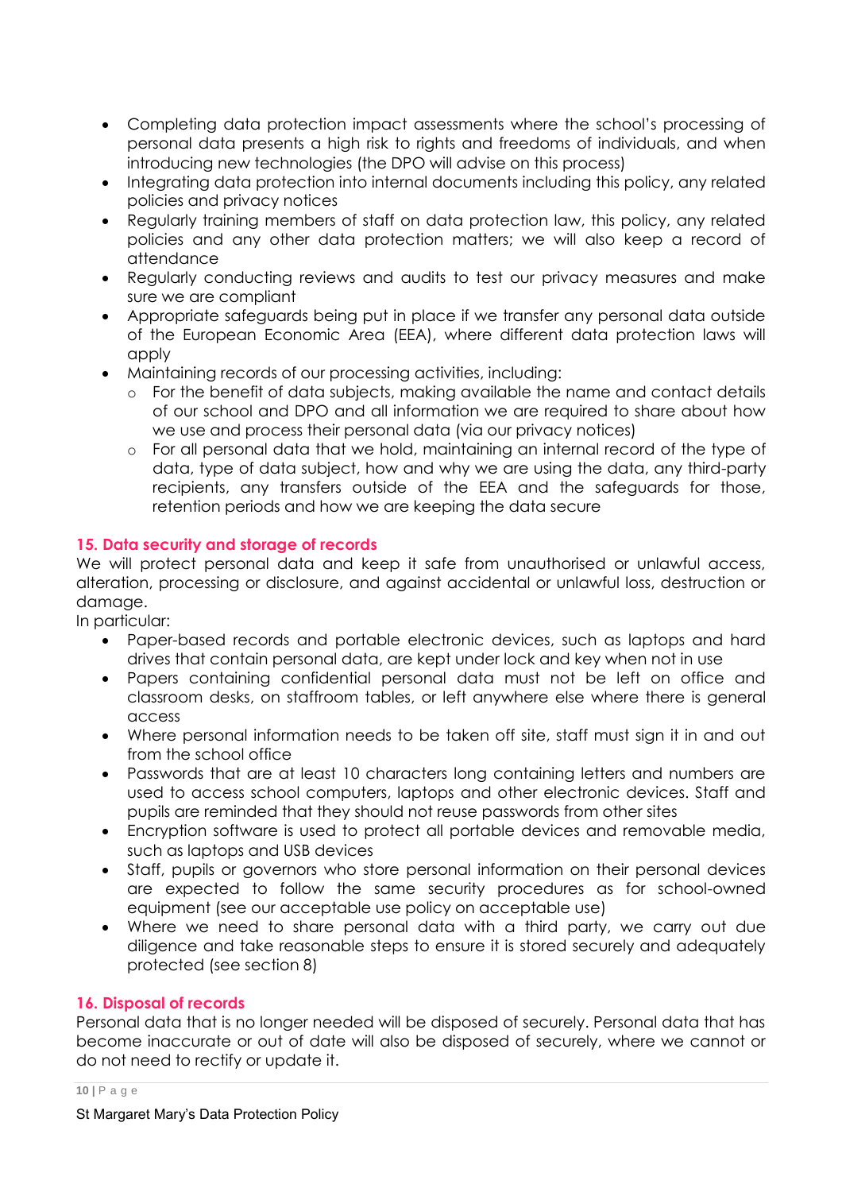- Completing data protection impact assessments where the school's processing of personal data presents a high risk to rights and freedoms of individuals, and when introducing new technologies (the DPO will advise on this process)
- Integrating data protection into internal documents including this policy, any related policies and privacy notices
- Regularly training members of staff on data protection law, this policy, any related policies and any other data protection matters; we will also keep a record of attendance
- Regularly conducting reviews and audits to test our privacy measures and make sure we are compliant
- Appropriate safeguards being put in place if we transfer any personal data outside of the European Economic Area (EEA), where different data protection laws will apply
- Maintaining records of our processing activities, including:
  - For the benefit of data subjects, making available the name and contact details of our school and DPO and all information we are required to share about how we use and process their personal data (via our privacy notices)
  - For all personal data that we hold, maintaining an internal record of the type of data, type of data subject, how and why we are using the data, any third-party recipients, any transfers outside of the EEA and the safeguards for those, retention periods and how we are keeping the data secure

## 15. Data security and storage of records

We will protect personal data and keep it safe from unauthorised or unlawful access, alteration, processing or disclosure, and against accidental or unlawful loss, destruction or damage.

In particular:

- Paper-based records and portable electronic devices, such as laptops and hard drives that contain personal data, are kept under lock and key when not in use
- Papers containing confidential personal data must not be left on office and classroom desks, on staffroom tables, or left anywhere else where there is general access
- Where personal information needs to be taken off site, staff must sign it in and out from the school office
- Passwords that are at least 10 characters long containing letters and numbers are used to access school computers, laptops and other electronic devices. Staff and pupils are reminded that they should not reuse passwords from other sites
- Encryption software is used to protect all portable devices and removable media, such as laptops and USB devices
- Staff, pupils or governors who store personal information on their personal devices are expected to follow the same security procedures as for school-owned equipment (see our acceptable use policy on acceptable use)
- Where we need to share personal data with a third party, we carry out due diligence and take reasonable steps to ensure it is stored securely and adequately protected (see section 8)

## 16. Disposal of records

Personal data that is no longer needed will be disposed of securely. Personal data that has become inaccurate or out of date will also be disposed of securely, where we cannot or do not need to rectify or update it.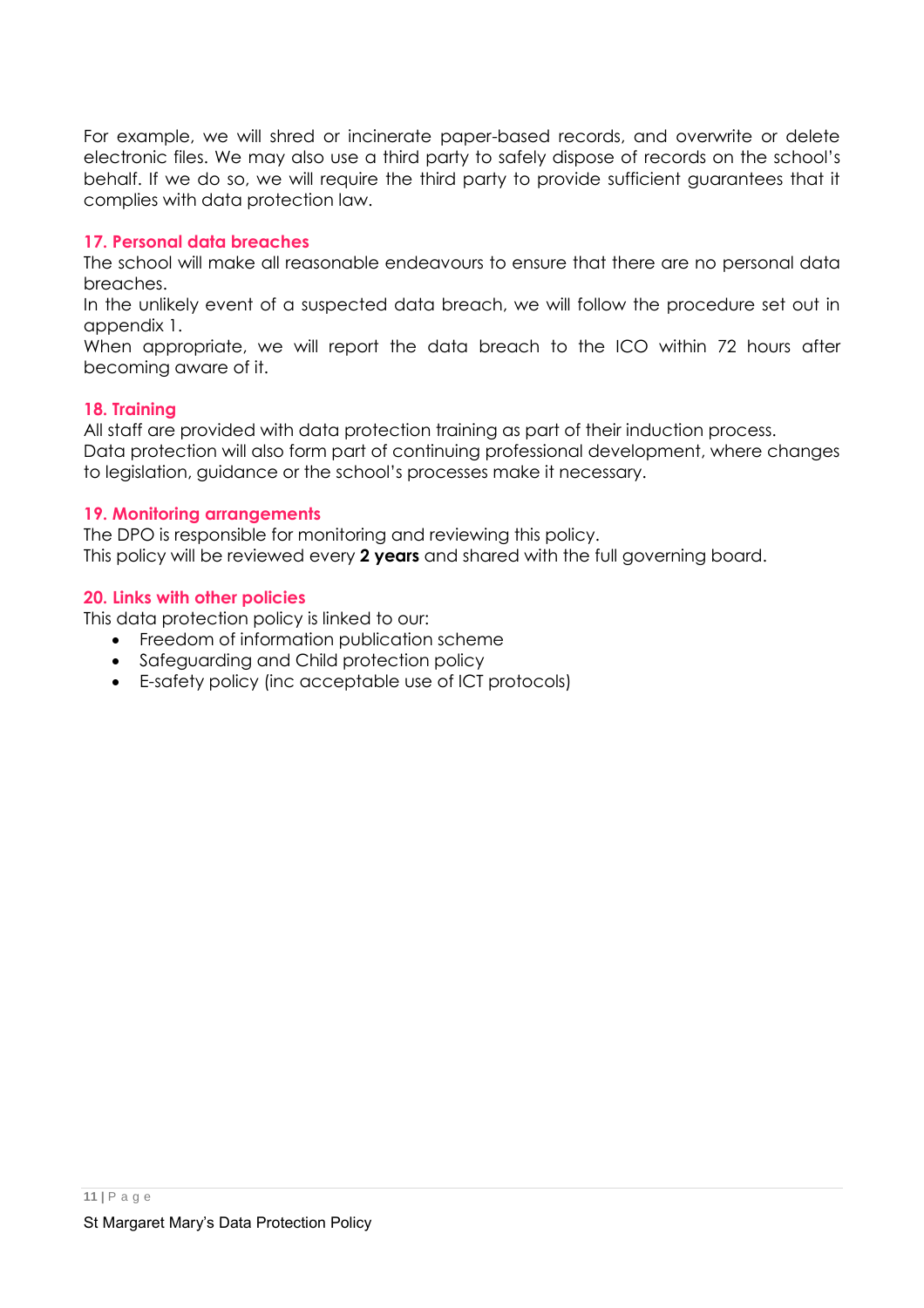For example, we will shred or incinerate paper-based records, and overwrite or delete electronic files. We may also use a third party to safely dispose of records on the school's behalf. If we do so, we will require the third party to provide sufficient guarantees that it complies with data protection law.

## 17. Personal data breaches

The school will make all reasonable endeavours to ensure that there are no personal data breaches.

In the unlikely event of a suspected data breach, we will follow the procedure set out in appendix 1.

When appropriate, we will report the data breach to the ICO within 72 hours after becoming aware of it.

## 18. Training

All staff are provided with data protection training as part of their induction process.

Data protection will also form part of continuing professional development, where changes to legislation, guidance or the school's processes make it necessary.

## 19. Monitoring arrangements

The DPO is responsible for monitoring and reviewing this policy.

This policy will be reviewed every **2 years** and shared with the full governing board.

## 20. Links with other policies

This data protection policy is linked to our:

- Freedom of information publication scheme
- Safeguarding and Child protection policy
- E-safety policy (inc acceptable use of ICT protocols)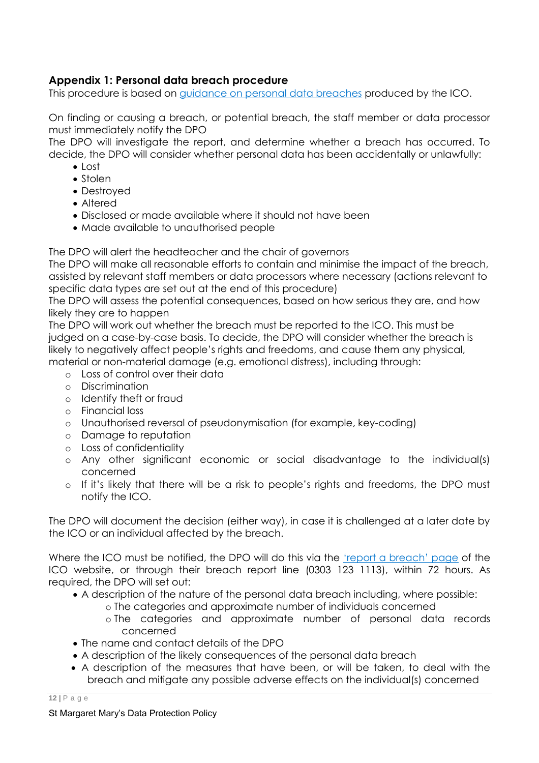## Appendix 1: Personal data breach procedure

This procedure is based on [guidance on personal data breaches](#) produced by the ICO.

On finding or causing a breach, or potential breach, the staff member or data processor must immediately notify the DPO

The DPO will investigate the report, and determine whether a breach has occurred. To decide, the DPO will consider whether personal data has been accidentally or unlawfully:

- Lost
- Stolen
- Destroyed
- Altered
- Disclosed or made available where it should not have been
- Made available to unauthorised people

The DPO will alert the headteacher and the chair of governors

The DPO will make all reasonable efforts to contain and minimise the impact of the breach, assisted by relevant staff members or data processors where necessary (actions relevant to specific data types are set out at the end of this procedure)

The DPO will assess the potential consequences, based on how serious they are, and how likely they are to happen

The DPO will work out whether the breach must be reported to the ICO. This must be judged on a case-by-case basis. To decide, the DPO will consider whether the breach is likely to negatively affect people's rights and freedoms, and cause them any physical, material or non-material damage (e.g. emotional distress), including through:

- Loss of control over their data
- Discrimination
- Identify theft or fraud
- Financial loss
- Unauthorised reversal of pseudonymisation (for example, key-coding)
- Damage to reputation
- Loss of confidentiality
- Any other significant economic or social disadvantage to the individual(s) concerned
- If it's likely that there will be a risk to people's rights and freedoms, the DPO must notify the ICO.

The DPO will document the decision (either way), in case it is challenged at a later date by the ICO or an individual affected by the breach.

Where the ICO must be notified, the DPO will do this via the ['report a breach' page](#) of the ICO website, or through their breach report line (0303 123 1113), within 72 hours. As required, the DPO will set out:

- A description of the nature of the personal data breach including, where possible:
  - The categories and approximate number of individuals concerned
  - The categories and approximate number of personal data records concerned
- The name and contact details of the DPO
- A description of the likely consequences of the personal data breach
- A description of the measures that have been, or will be taken, to deal with the breach and mitigate any possible adverse effects on the individual(s) concerned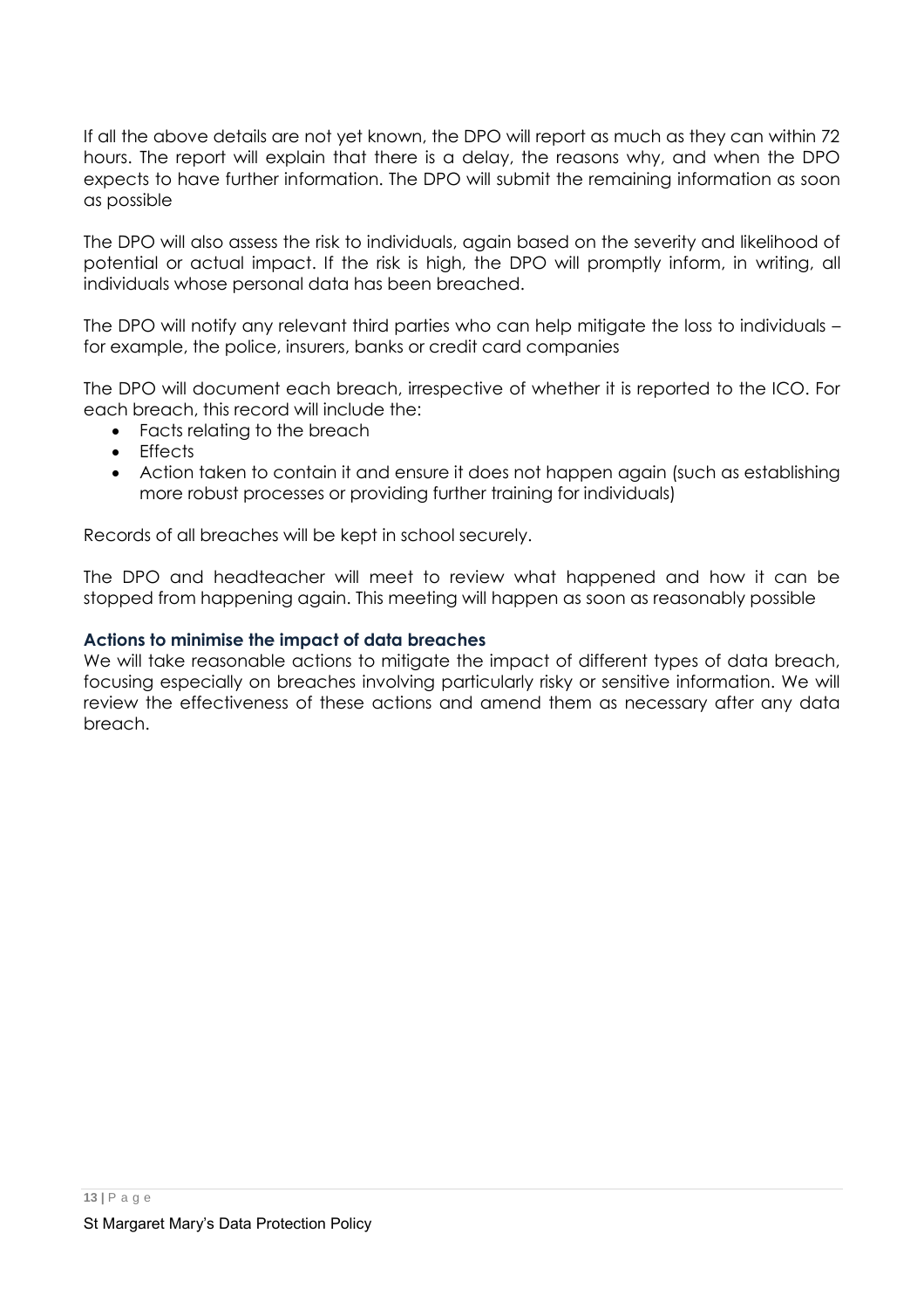If all the above details are not yet known, the DPO will report as much as they can within 72 hours. The report will explain that there is a delay, the reasons why, and when the DPO expects to have further information. The DPO will submit the remaining information as soon as possible

The DPO will also assess the risk to individuals, again based on the severity and likelihood of potential or actual impact. If the risk is high, the DPO will promptly inform, in writing, all individuals whose personal data has been breached.

The DPO will notify any relevant third parties who can help mitigate the loss to individuals – for example, the police, insurers, banks or credit card companies

The DPO will document each breach, irrespective of whether it is reported to the ICO. For each breach, this record will include the:

- Facts relating to the breach
- Effects
- Action taken to contain it and ensure it does not happen again (such as establishing more robust processes or providing further training for individuals)

Records of all breaches will be kept in school securely.

The DPO and headteacher will meet to review what happened and how it can be stopped from happening again. This meeting will happen as soon as reasonably possible

### Actions to minimise the impact of data breaches

We will take reasonable actions to mitigate the impact of different types of data breach, focusing especially on breaches involving particularly risky or sensitive information. We will review the effectiveness of these actions and amend them as necessary after any data breach.